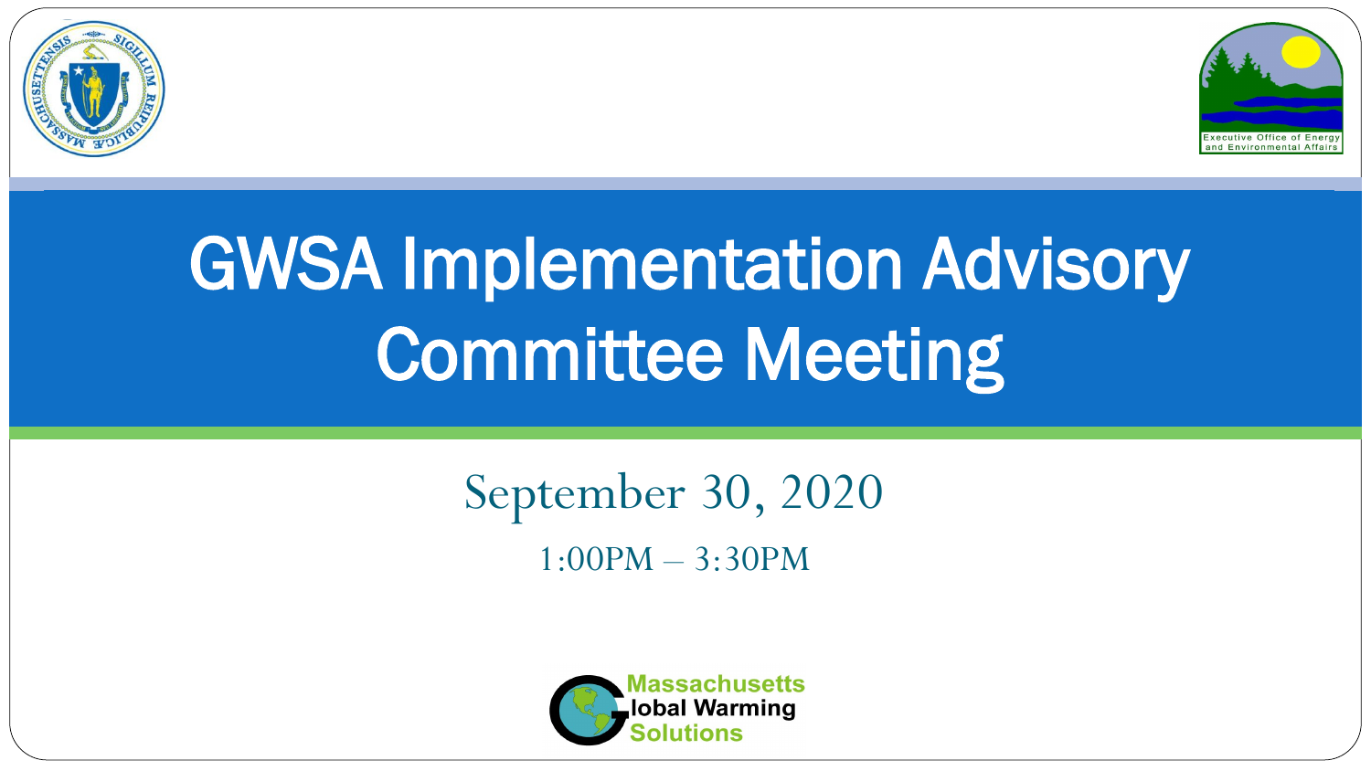# GWSA Implementation Advisory Committee Meeting

September 30, 2020

1:00PM – 3:30PM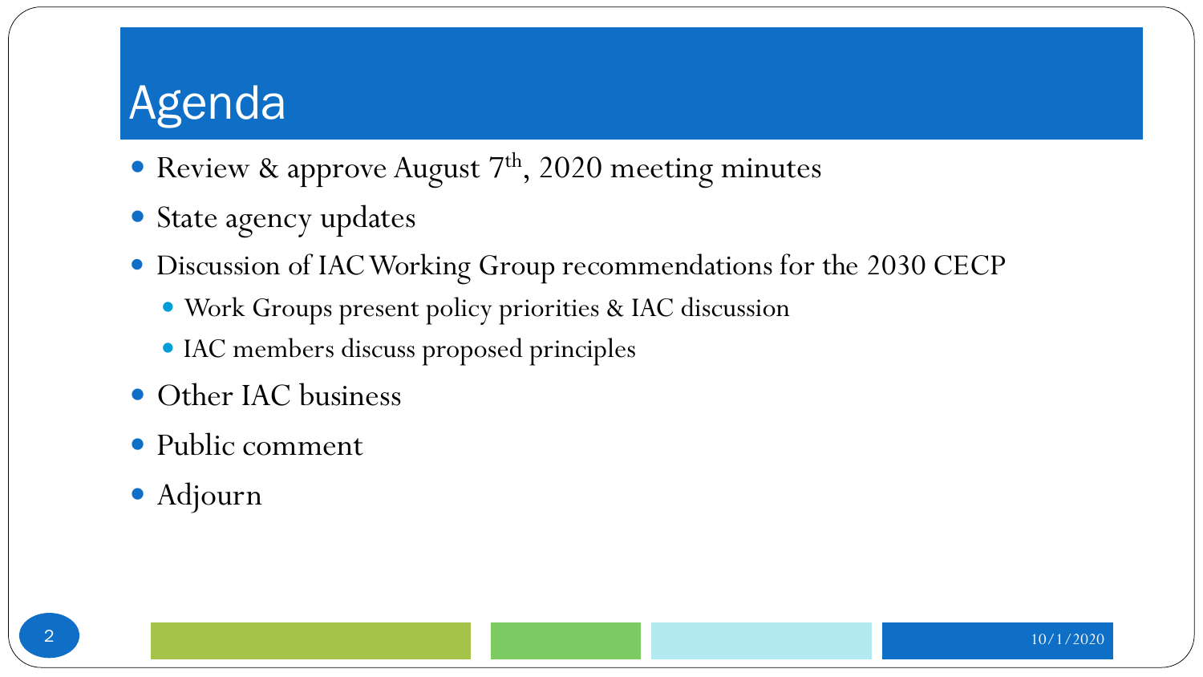# Agenda

- Review & approve August 7th, 2020 meeting minutes
- State agency updates
- Discussion of IAC Working Group recommendations for the 2030 CECP
  - Work Groups present policy priorities & IAC discussion
  - IAC members discuss proposed principles
- Other IAC business
- Public comment
- Adjourn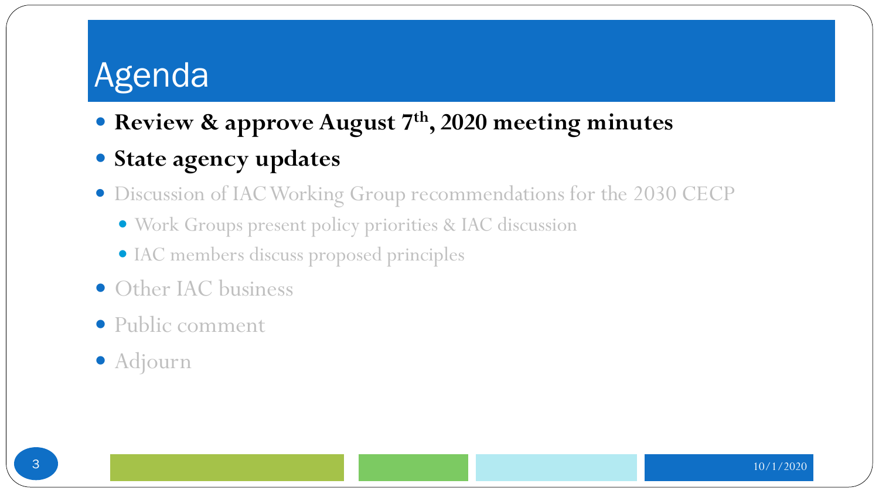# Agenda

- **Review & approve August 7th, 2020 meeting minutes**
- **State agency updates**
- Discussion of IAC Working Group recommendations for the 2030 CECP
  - Work Groups present policy priorities & IAC discussion
  - IAC members discuss proposed principles
- Other IAC business
- Public comment
- Adjourn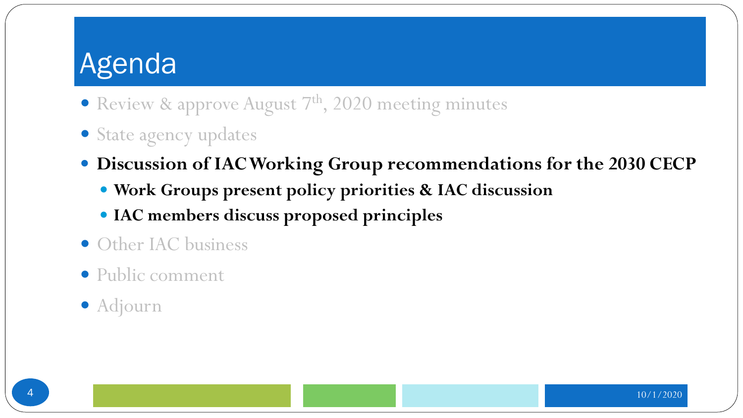# Agenda

- Review & approve August 7th, 2020 meeting minutes
- State agency updates
- **Discussion of IAC Working Group recommendations for the 2030 CECP**
  - **Work Groups present policy priorities & IAC discussion**
  - **IAC members discuss proposed principles**
- Other IAC business
- Public comment
- Adjourn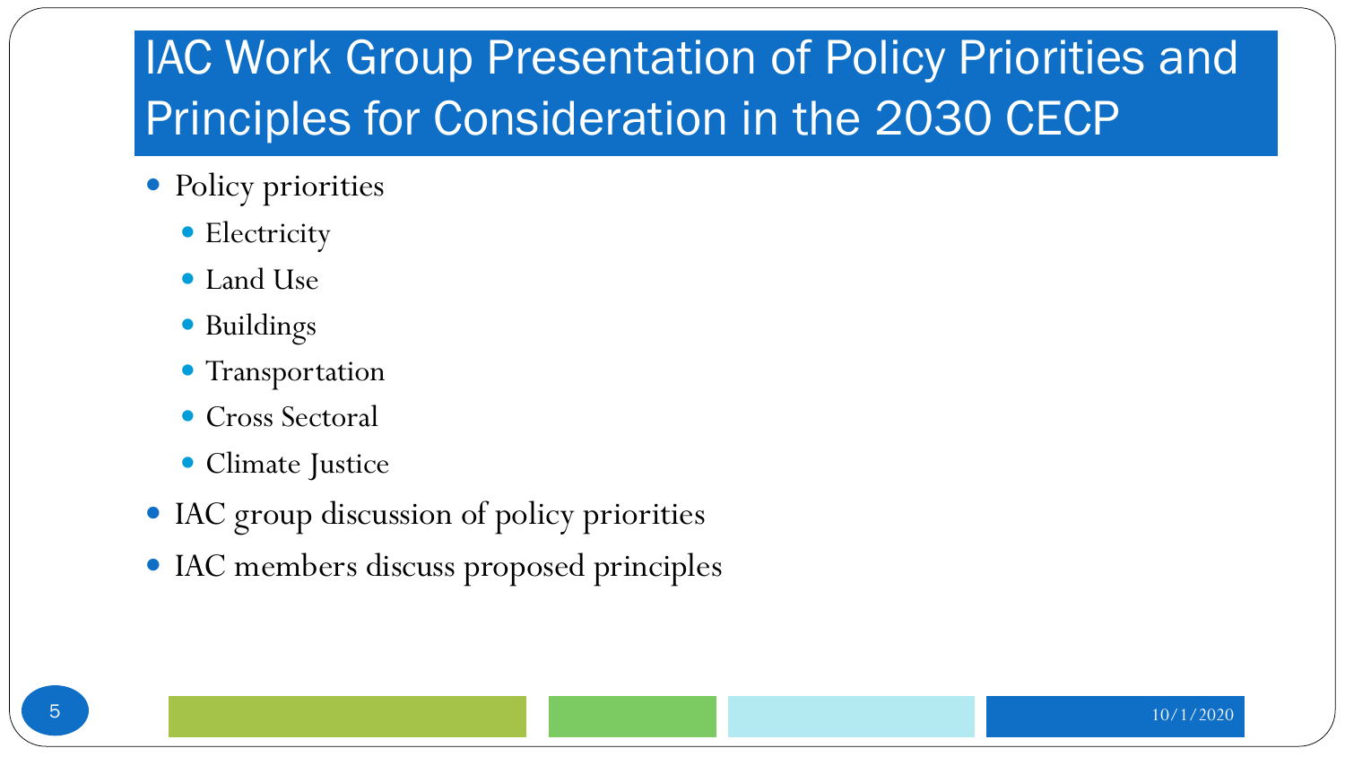# IAC Work Group Presentation of Policy Priorities and Principles for Consideration in the 2030 CECP

- Policy priorities
  - Electricity
  - Land Use
  - Buildings
  - Transportation
  - Cross Sectoral
  - Climate Justice
- IAC group discussion of policy priorities
- IAC members discuss proposed principles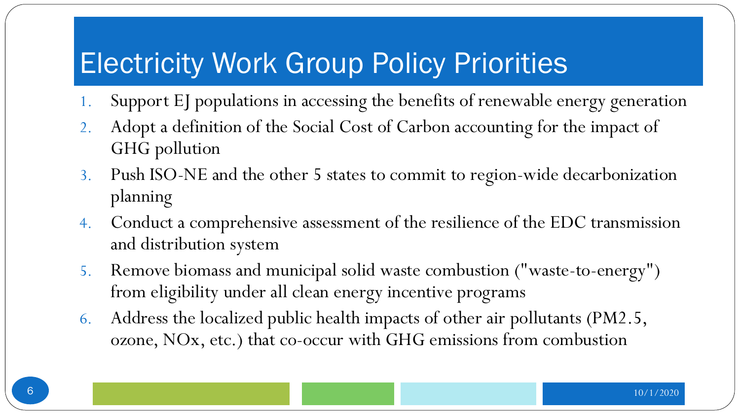# Electricity Work Group Policy Priorities

1. Support EJ populations in accessing the benefits of renewable energy generation
2. Adopt a definition of the Social Cost of Carbon accounting for the impact of GHG pollution
3. Push ISO-NE and the other 5 states to commit to region-wide decarbonization planning
4. Conduct a comprehensive assessment of the resilience of the EDC transmission and distribution system
5. Remove biomass and municipal solid waste combustion ("waste-to-energy") from eligibility under all clean energy incentive programs
6. Address the localized public health impacts of other air pollutants (PM2.5, ozone, NOx, etc.) that co-occur with GHG emissions from combustion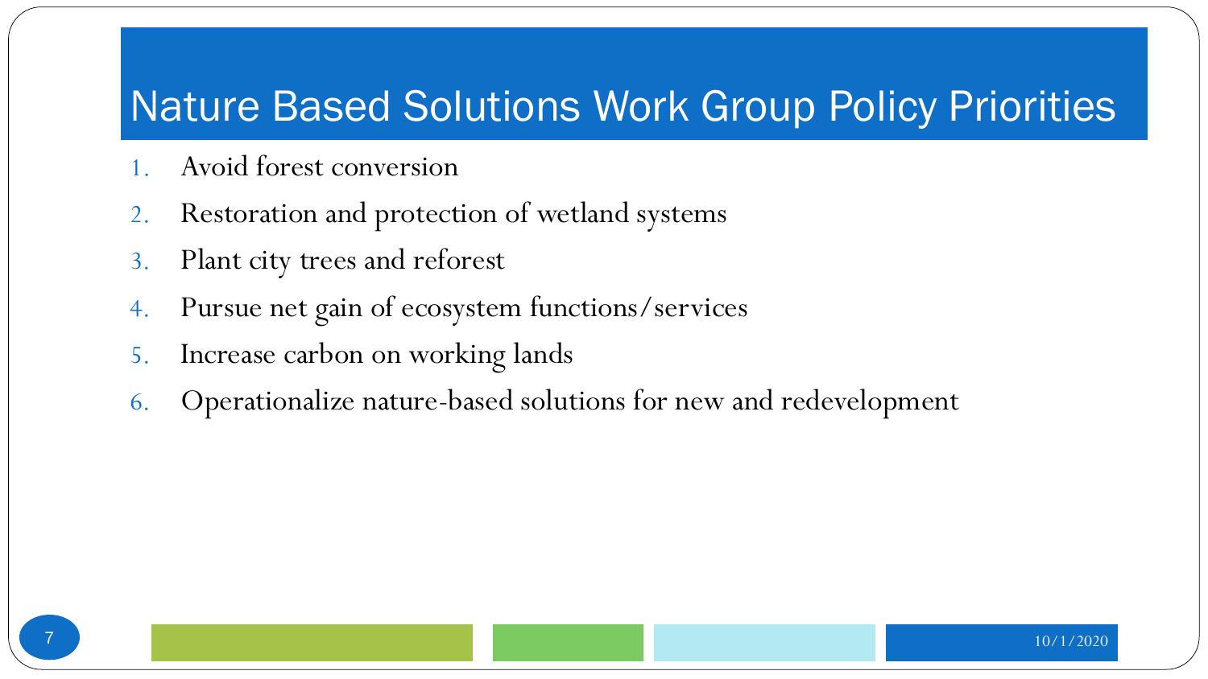# Nature Based Solutions Work Group Policy Priorities

1. Avoid forest conversion
2. Restoration and protection of wetland systems
3. Plant city trees and reforest
4. Pursue net gain of ecosystem functions/services
5. Increase carbon on working lands
6. Operationalize nature-based solutions for new and redevelopment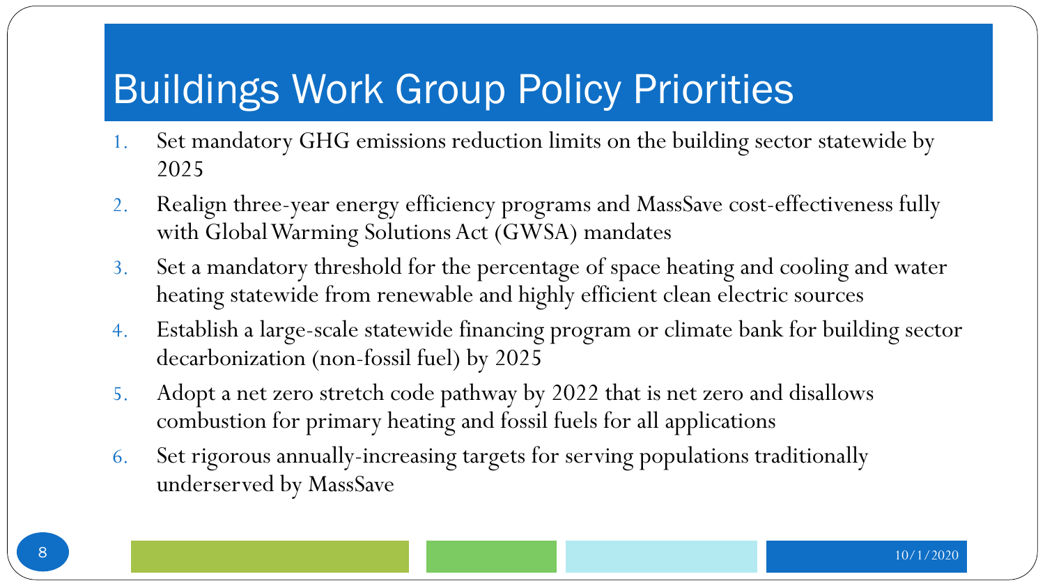# Buildings Work Group Policy Priorities

1. Set mandatory GHG emissions reduction limits on the building sector statewide by 2025
2. Realign three-year energy efficiency programs and MassSave cost-effectiveness fully with Global Warming Solutions Act (GWSA) mandates
3. Set a mandatory threshold for the percentage of space heating and cooling and water heating statewide from renewable and highly efficient clean electric sources
4. Establish a large-scale statewide financing program or climate bank for building sector decarbonization (non-fossil fuel) by 2025
5. Adopt a net zero stretch code pathway by 2022 that is net zero and disallows combustion for primary heating and fossil fuels for all applications
6. Set rigorous annually-increasing targets for serving populations traditionally underserved by MassSave

10/1/2020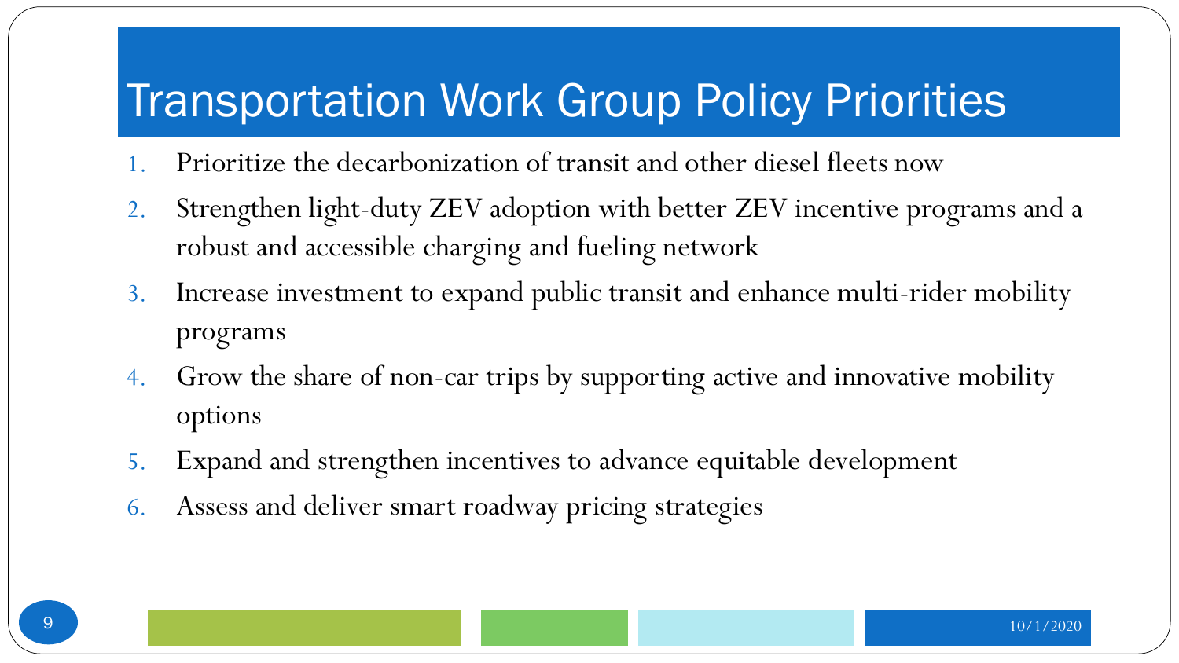# Transportation Work Group Policy Priorities

1. Prioritize the decarbonization of transit and other diesel fleets now
2. Strengthen light-duty ZEV adoption with better ZEV incentive programs and a robust and accessible charging and fueling network
3. Increase investment to expand public transit and enhance multi-rider mobility programs
4. Grow the share of non-car trips by supporting active and innovative mobility options
5. Expand and strengthen incentives to advance equitable development
6. Assess and deliver smart roadway pricing strategies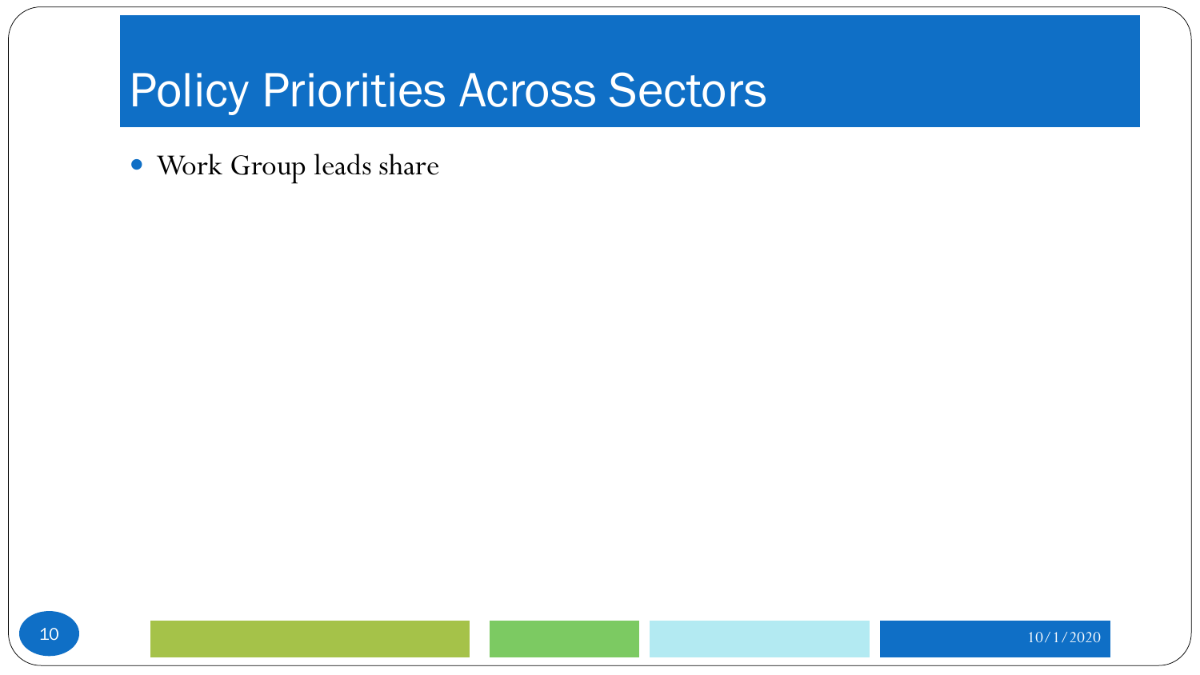# Policy Priorities Across Sectors

- Work Group leads share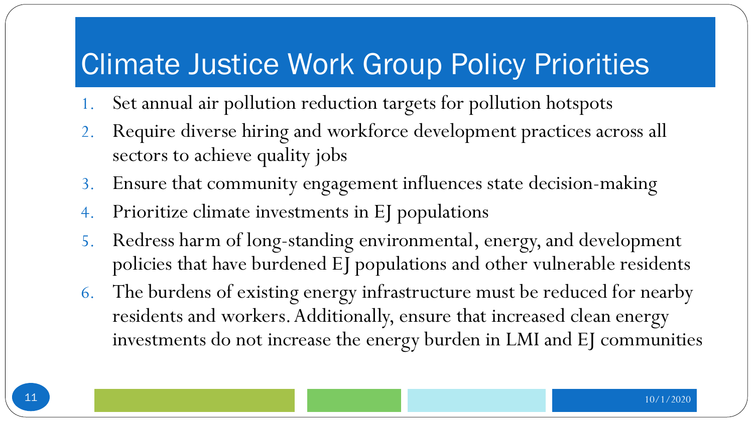# Climate Justice Work Group Policy Priorities

1. Set annual air pollution reduction targets for pollution hotspots
2. Require diverse hiring and workforce development practices across all sectors to achieve quality jobs
3. Ensure that community engagement influences state decision-making
4. Prioritize climate investments in EJ populations
5. Redress harm of long-standing environmental, energy, and development policies that have burdened EJ populations and other vulnerable residents
6. The burdens of existing energy infrastructure must be reduced for nearby residents and workers. Additionally, ensure that increased clean energy investments do not increase the energy burden in LMI and EJ communities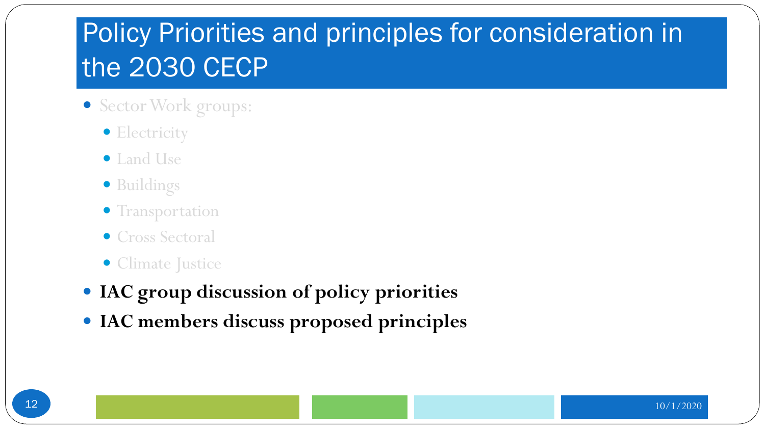# Policy Priorities and principles for consideration in the 2030 CECP

- Sector Work groups:
  - Electricity
  - Land Use
  - Buildings
  - Transportation
  - Cross Sectoral
  - Climate Justice
- **IAC group discussion of policy priorities**
- **IAC members discuss proposed principles**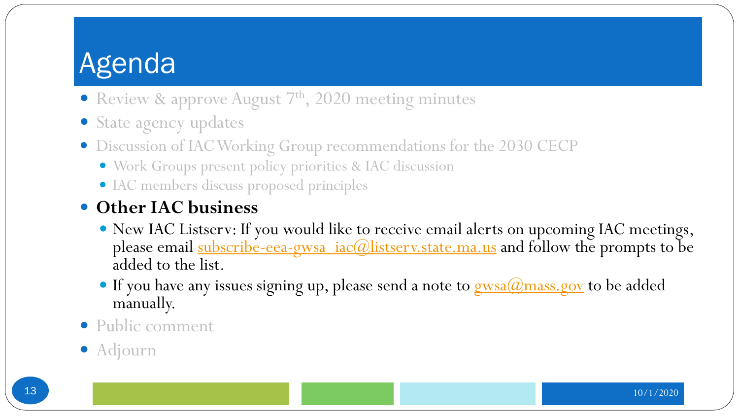# Agenda

- Review & approve August 7th, 2020 meeting minutes
- State agency updates
- Discussion of IAC Working Group recommendations for the 2030 CECP
  - Work Groups present policy priorities & IAC discussion
  - IAC members discuss proposed principles
- **Other IAC business**
  - New IAC Listserv: If you would like to receive email alerts on upcoming IAC meetings, please email subscribe-eea-gwsa_iac@listserv.state.ma.us and follow the prompts to be added to the list.
  - If you have any issues signing up, please send a note to gwsa@mass.gov to be added manually.
- Public comment
- Adjourn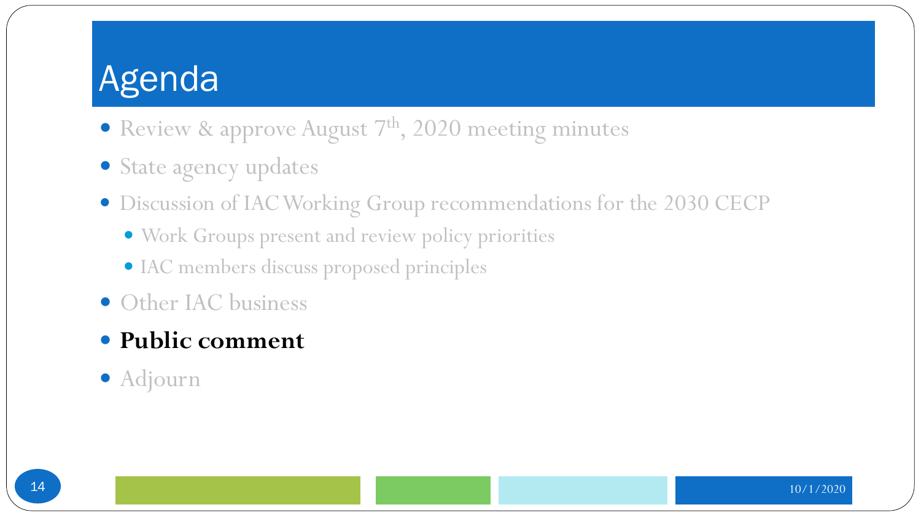# Agenda

- Review & approve August 7th, 2020 meeting minutes
- State agency updates
- Discussion of IAC Working Group recommendations for the 2030 CECP
  - Work Groups present and review policy priorities
  - IAC members discuss proposed principles
- Other IAC business
- **Public comment**
- Adjourn